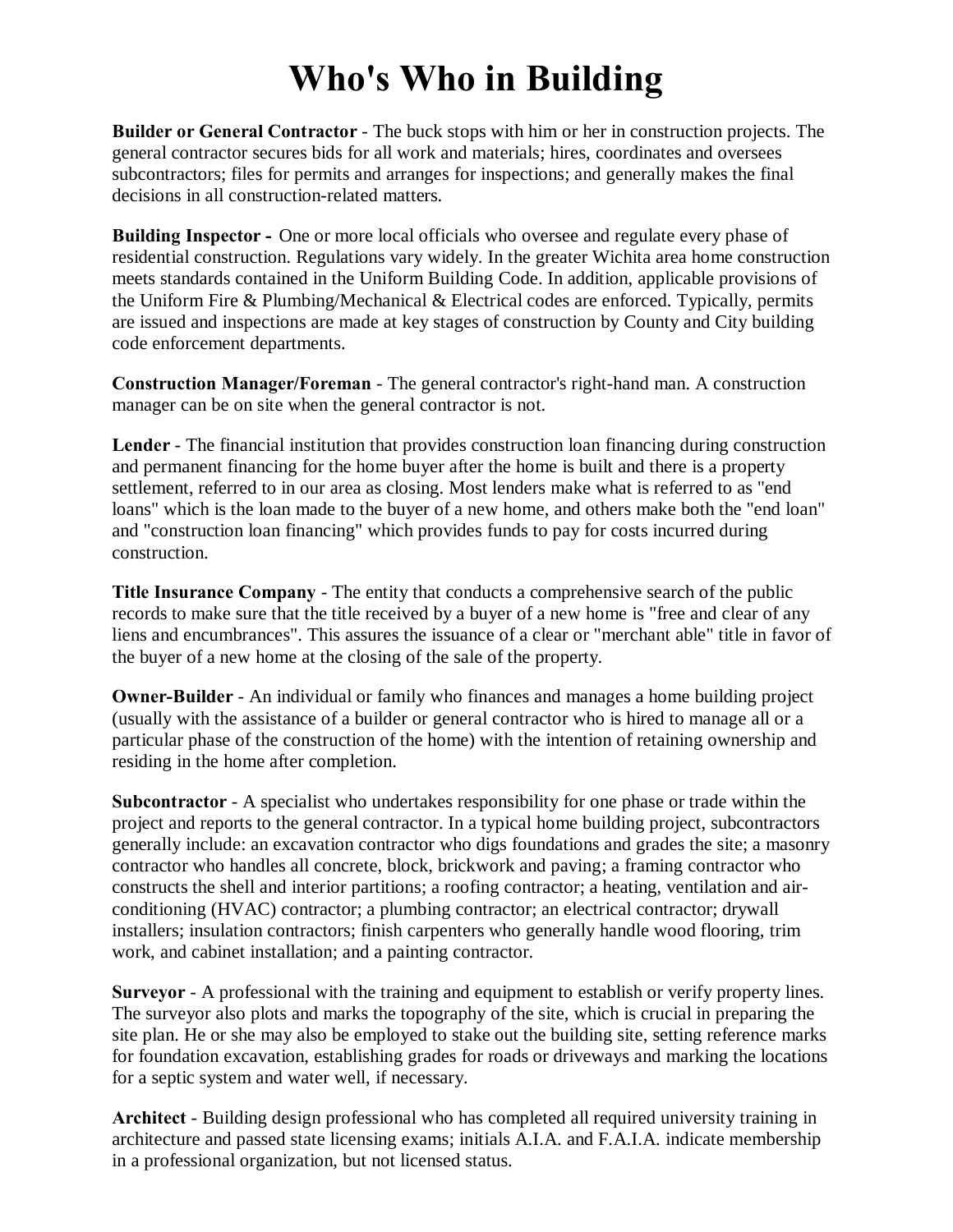# Who's Who in Building

**Builder or General Contractor** - The buck stops with him or her in construction projects. The general contractor secures bids for all work and materials; hires, coordinates and oversees subcontractors; files for permits and arranges for inspections; and generally makes the final decisions in all construction-related matters.

**Building Inspector -** One or more local officials who oversee and regulate every phase of residential construction. Regulations vary widely. In the greater Wichita area home construction meets standards contained in the Uniform Building Code. In addition, applicable provisions of the Uniform Fire & Plumbing/Mechanical & Electrical codes are enforced. Typically, permits are issued and inspections are made at key stages of construction by County and City building code enforcement departments.

**Construction Manager/Foreman** - The general contractor's right-hand man. A construction manager can be on site when the general contractor is not.

**Lender** - The financial institution that provides construction loan financing during construction and permanent financing for the home buyer after the home is built and there is a property settlement, referred to in our area as closing. Most lenders make what is referred to as "end loans" which is the loan made to the buyer of a new home, and others make both the "end loan" and "construction loan financing" which provides funds to pay for costs incurred during construction.

**Title Insurance Company** - The entity that conducts a comprehensive search of the public records to make sure that the title received by a buyer of a new home is "free and clear of any liens and encumbrances". This assures the issuance of a clear or "merchant able" title in favor of the buyer of a new home at the closing of the sale of the property.

**Owner-Builder** - An individual or family who finances and manages a home building project (usually with the assistance of a builder or general contractor who is hired to manage all or a particular phase of the construction of the home) with the intention of retaining ownership and residing in the home after completion.

**Subcontractor** - A specialist who undertakes responsibility for one phase or trade within the project and reports to the general contractor. In a typical home building project, subcontractors generally include: an excavation contractor who digs foundations and grades the site; a masonry contractor who handles all concrete, block, brickwork and paving; a framing contractor who constructs the shell and interior partitions; a roofing contractor; a heating, ventilation and air-conditioning (HVAC) contractor; a plumbing contractor; an electrical contractor; drywall installers; insulation contractors; finish carpenters who generally handle wood flooring, trim work, and cabinet installation; and a painting contractor.

**Surveyor** - A professional with the training and equipment to establish or verify property lines. The surveyor also plots and marks the topography of the site, which is crucial in preparing the site plan. He or she may also be employed to stake out the building site, setting reference marks for foundation excavation, establishing grades for roads or driveways and marking the locations for a septic system and water well, if necessary.

**Architect** - Building design professional who has completed all required university training in architecture and passed state licensing exams; initials A.I.A. and F.A.I.A. indicate membership in a professional organization, but not licensed status.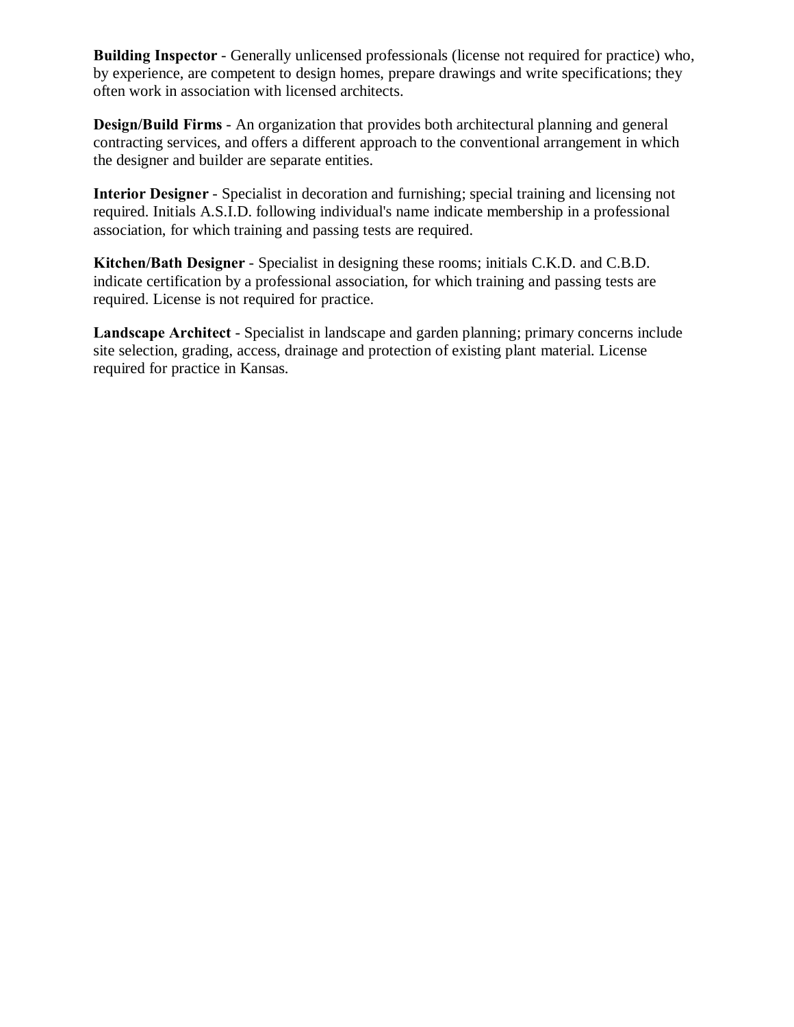**Building Inspector** - Generally unlicensed professionals (license not required for practice) who, by experience, are competent to design homes, prepare drawings and write specifications; they often work in association with licensed architects.

**Design/Build Firms** - An organization that provides both architectural planning and general contracting services, and offers a different approach to the conventional arrangement in which the designer and builder are separate entities.

**Interior Designer** - Specialist in decoration and furnishing; special training and licensing not required. Initials A.S.I.D. following individual's name indicate membership in a professional association, for which training and passing tests are required.

**Kitchen/Bath Designer** - Specialist in designing these rooms; initials C.K.D. and C.B.D. indicate certification by a professional association, for which training and passing tests are required. License is not required for practice.

**Landscape Architect** - Specialist in landscape and garden planning; primary concerns include site selection, grading, access, drainage and protection of existing plant material. License required for practice in Kansas.